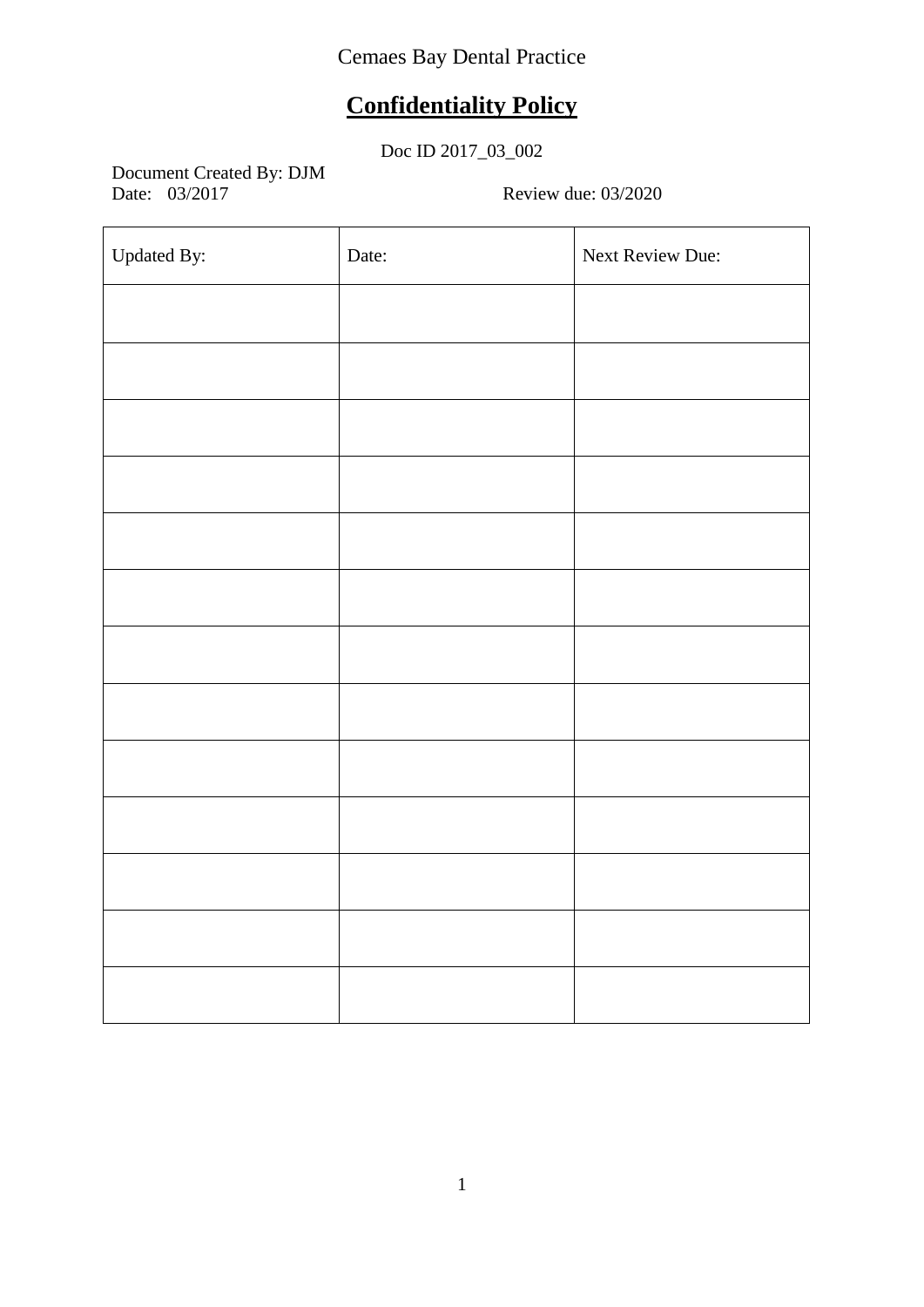Cemaes Bay Dental Practice

# Confidentiality Policy

Doc ID 2017_03_002

Document Created By: DJM
Date: 03/2017

Review due: 03/2020

| Updated By: | Date: | Next Review Due: |
|---|---|---|
| | | |
| | | |
| | | |
| | | |
| | | |
| | | |
| | | |
| | | |
| | | |
| | | |
| | | |
| | | |
| | | |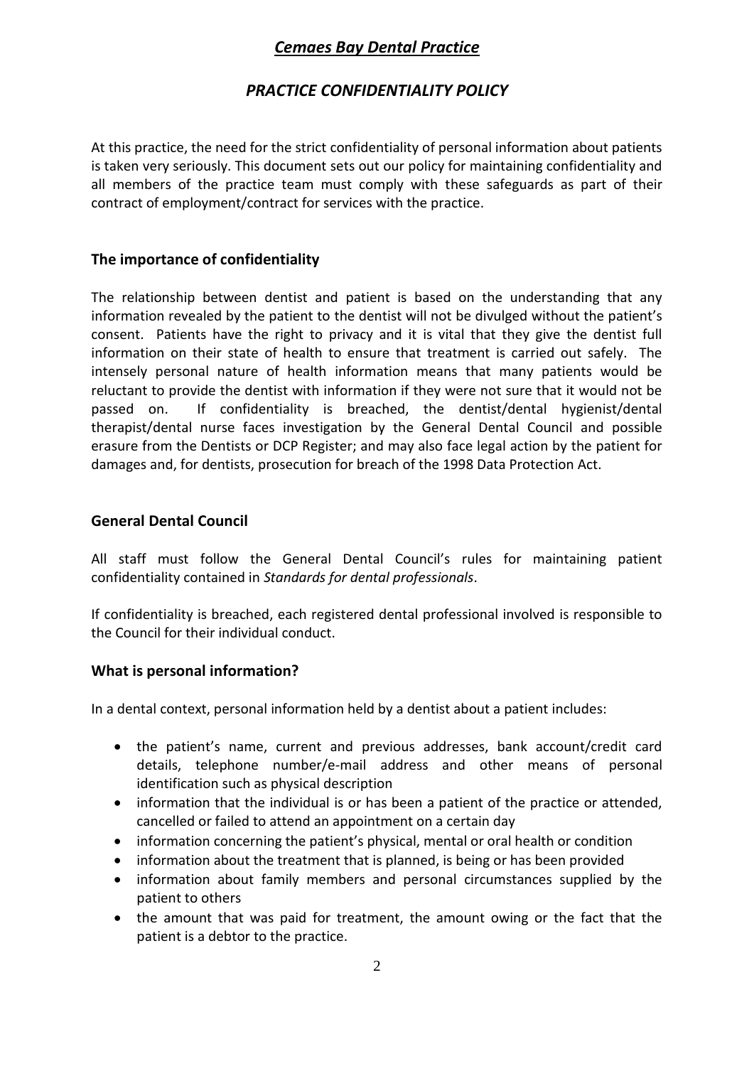# *Cemaes Bay Dental Practice*

## *PRACTICE CONFIDENTIALITY POLICY*

At this practice, the need for the strict confidentiality of personal information about patients is taken very seriously. This document sets out our policy for maintaining confidentiality and all members of the practice team must comply with these safeguards as part of their contract of employment/contract for services with the practice.

### The importance of confidentiality

The relationship between dentist and patient is based on the understanding that any information revealed by the patient to the dentist will not be divulged without the patient's consent. Patients have the right to privacy and it is vital that they give the dentist full information on their state of health to ensure that treatment is carried out safely. The intensely personal nature of health information means that many patients would be reluctant to provide the dentist with information if they were not sure that it would not be passed on. If confidentiality is breached, the dentist/dental hygienist/dental therapist/dental nurse faces investigation by the General Dental Council and possible erasure from the Dentists or DCP Register; and may also face legal action by the patient for damages and, for dentists, prosecution for breach of the 1998 Data Protection Act.

### General Dental Council

All staff must follow the General Dental Council's rules for maintaining patient confidentiality contained in *Standards for dental professionals*.

If confidentiality is breached, each registered dental professional involved is responsible to the Council for their individual conduct.

### What is personal information?

In a dental context, personal information held by a dentist about a patient includes:

- the patient's name, current and previous addresses, bank account/credit card details, telephone number/e-mail address and other means of personal identification such as physical description
- information that the individual is or has been a patient of the practice or attended, cancelled or failed to attend an appointment on a certain day
- information concerning the patient's physical, mental or oral health or condition
- information about the treatment that is planned, is being or has been provided
- information about family members and personal circumstances supplied by the patient to others
- the amount that was paid for treatment, the amount owing or the fact that the patient is a debtor to the practice.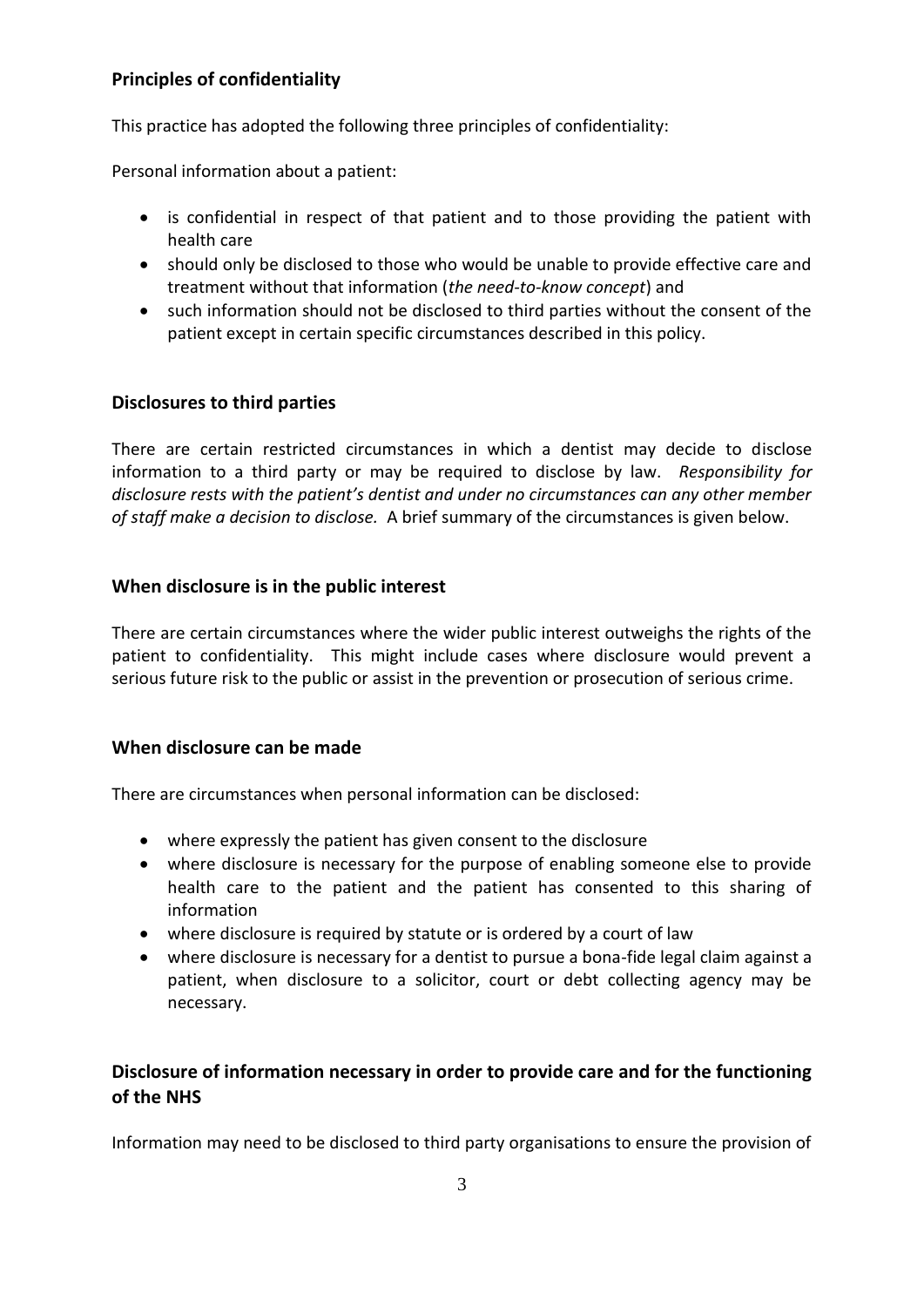## Principles of confidentiality

This practice has adopted the following three principles of confidentiality:

Personal information about a patient:

- is confidential in respect of that patient and to those providing the patient with health care
- should only be disclosed to those who would be unable to provide effective care and treatment without that information (*the need-to-know concept*) and
- such information should not be disclosed to third parties without the consent of the patient except in certain specific circumstances described in this policy.

## Disclosures to third parties

There are certain restricted circumstances in which a dentist may decide to disclose information to a third party or may be required to disclose by law. *Responsibility for disclosure rests with the patient's dentist and under no circumstances can any other member of staff make a decision to disclose.* A brief summary of the circumstances is given below.

## When disclosure is in the public interest

There are certain circumstances where the wider public interest outweighs the rights of the patient to confidentiality. This might include cases where disclosure would prevent a serious future risk to the public or assist in the prevention or prosecution of serious crime.

## When disclosure can be made

There are circumstances when personal information can be disclosed:

- where expressly the patient has given consent to the disclosure
- where disclosure is necessary for the purpose of enabling someone else to provide health care to the patient and the patient has consented to this sharing of information
- where disclosure is required by statute or is ordered by a court of law
- where disclosure is necessary for a dentist to pursue a bona-fide legal claim against a patient, when disclosure to a solicitor, court or debt collecting agency may be necessary.

## Disclosure of information necessary in order to provide care and for the functioning of the NHS

Information may need to be disclosed to third party organisations to ensure the provision of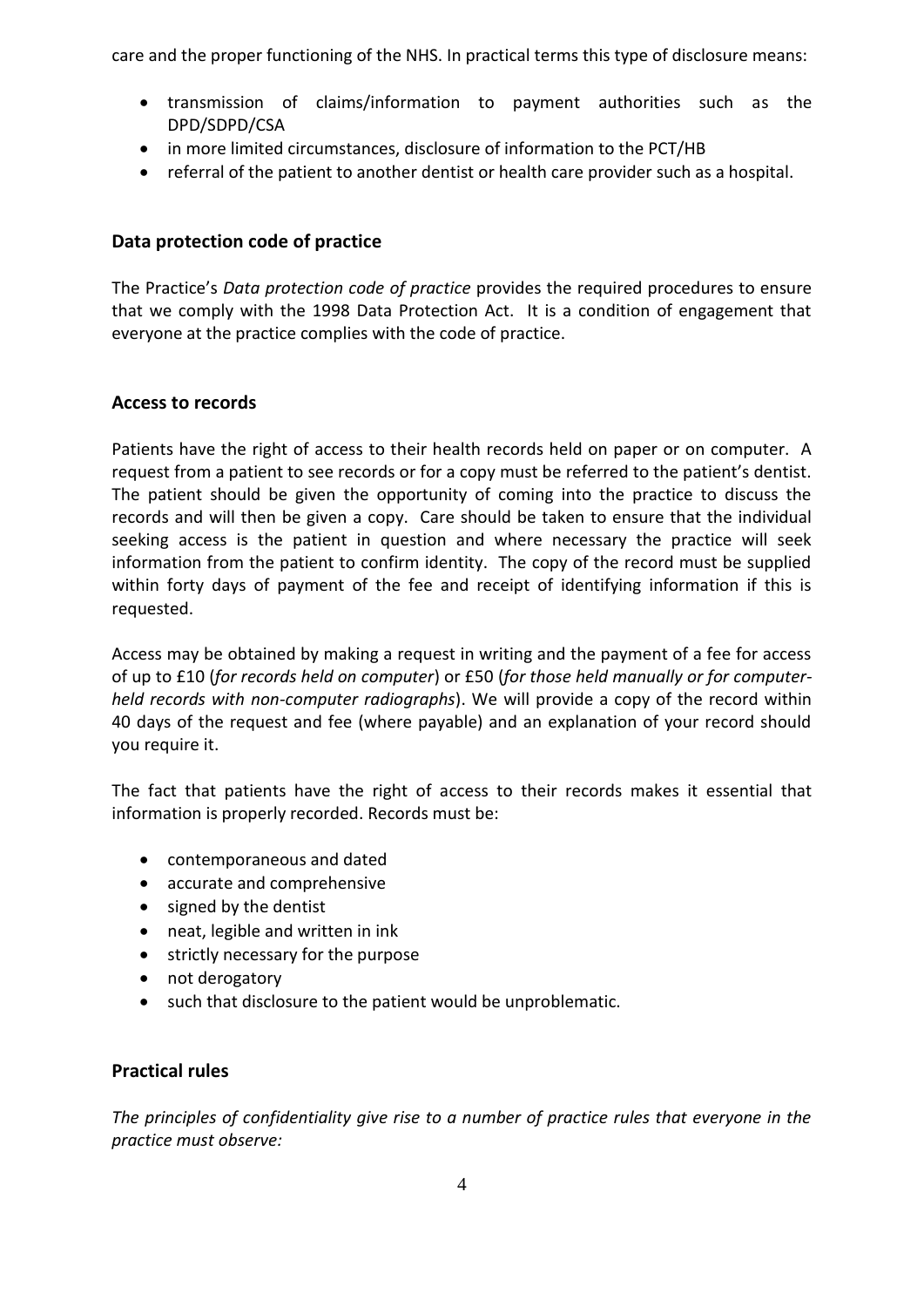care and the proper functioning of the NHS. In practical terms this type of disclosure means:

- transmission of claims/information to payment authorities such as the DPD/SDPD/CSA
- in more limited circumstances, disclosure of information to the PCT/HB
- referral of the patient to another dentist or health care provider such as a hospital.

## Data protection code of practice

The Practice's *Data protection code of practice* provides the required procedures to ensure that we comply with the 1998 Data Protection Act. It is a condition of engagement that everyone at the practice complies with the code of practice.

## Access to records

Patients have the right of access to their health records held on paper or on computer. A request from a patient to see records or for a copy must be referred to the patient's dentist. The patient should be given the opportunity of coming into the practice to discuss the records and will then be given a copy. Care should be taken to ensure that the individual seeking access is the patient in question and where necessary the practice will seek information from the patient to confirm identity. The copy of the record must be supplied within forty days of payment of the fee and receipt of identifying information if this is requested.

Access may be obtained by making a request in writing and the payment of a fee for access of up to £10 (*for records held on computer*) or £50 (*for those held manually or for computer-held records with non-computer radiographs*). We will provide a copy of the record within 40 days of the request and fee (where payable) and an explanation of your record should you require it.

The fact that patients have the right of access to their records makes it essential that information is properly recorded. Records must be:

- contemporaneous and dated
- accurate and comprehensive
- signed by the dentist
- neat, legible and written in ink
- strictly necessary for the purpose
- not derogatory
- such that disclosure to the patient would be unproblematic.

## Practical rules

*The principles of confidentiality give rise to a number of practice rules that everyone in the practice must observe:*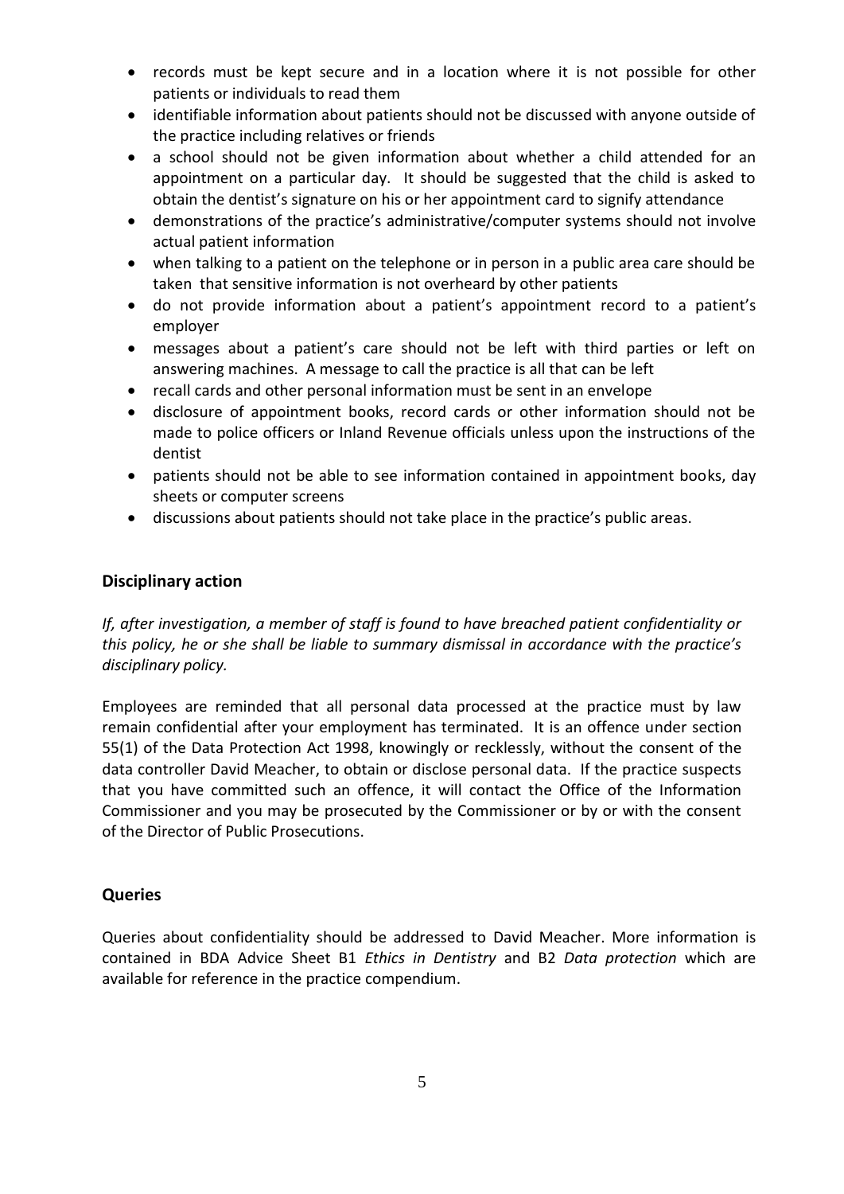- records must be kept secure and in a location where it is not possible for other patients or individuals to read them
- identifiable information about patients should not be discussed with anyone outside of the practice including relatives or friends
- a school should not be given information about whether a child attended for an appointment on a particular day. It should be suggested that the child is asked to obtain the dentist's signature on his or her appointment card to signify attendance
- demonstrations of the practice's administrative/computer systems should not involve actual patient information
- when talking to a patient on the telephone or in person in a public area care should be taken that sensitive information is not overheard by other patients
- do not provide information about a patient's appointment record to a patient's employer
- messages about a patient's care should not be left with third parties or left on answering machines. A message to call the practice is all that can be left
- recall cards and other personal information must be sent in an envelope
- disclosure of appointment books, record cards or other information should not be made to police officers or Inland Revenue officials unless upon the instructions of the dentist
- patients should not be able to see information contained in appointment books, day sheets or computer screens
- discussions about patients should not take place in the practice's public areas.

## Disciplinary action

*If, after investigation, a member of staff is found to have breached patient confidentiality or this policy, he or she shall be liable to summary dismissal in accordance with the practice's disciplinary policy.*

Employees are reminded that all personal data processed at the practice must by law remain confidential after your employment has terminated. It is an offence under section 55(1) of the Data Protection Act 1998, knowingly or recklessly, without the consent of the data controller David Meacher, to obtain or disclose personal data. If the practice suspects that you have committed such an offence, it will contact the Office of the Information Commissioner and you may be prosecuted by the Commissioner or by or with the consent of the Director of Public Prosecutions.

## Queries

Queries about confidentiality should be addressed to David Meacher. More information is contained in BDA Advice Sheet B1 *Ethics in Dentistry* and B2 *Data protection* which are available for reference in the practice compendium.